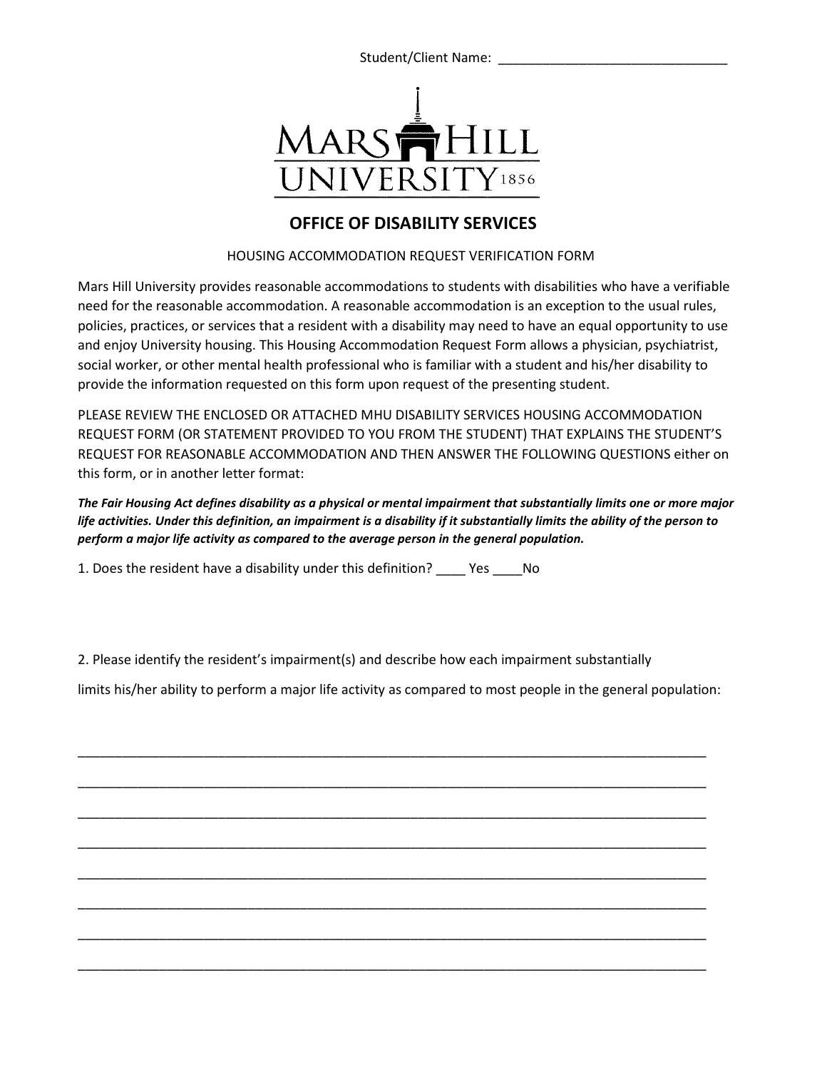Student/Client Name: _______________________________

MARS HILL UNIVERSITY 1856

## OFFICE OF DISABILITY SERVICES

HOUSING ACCOMMODATION REQUEST VERIFICATION FORM

Mars Hill University provides reasonable accommodations to students with disabilities who have a verifiable need for the reasonable accommodation. A reasonable accommodation is an exception to the usual rules, policies, practices, or services that a resident with a disability may need to have an equal opportunity to use and enjoy University housing. This Housing Accommodation Request Form allows a physician, psychiatrist, social worker, or other mental health professional who is familiar with a student and his/her disability to provide the information requested on this form upon request of the presenting student.

PLEASE REVIEW THE ENCLOSED OR ATTACHED MHU DISABILITY SERVICES HOUSING ACCOMMODATION REQUEST FORM (OR STATEMENT PROVIDED TO YOU FROM THE STUDENT) THAT EXPLAINS THE STUDENT'S REQUEST FOR REASONABLE ACCOMMODATION AND THEN ANSWER THE FOLLOWING QUESTIONS either on this form, or in another letter format:

***The Fair Housing Act defines disability as a physical or mental impairment that substantially limits one or more major life activities. Under this definition, an impairment is a disability if it substantially limits the ability of the person to perform a major life activity as compared to the average person in the general population.***

1. Does the resident have a disability under this definition? ____ Yes ____No

2. Please identify the resident's impairment(s) and describe how each impairment substantially

limits his/her ability to perform a major life activity as compared to most people in the general population:

_____________________________________________________________________________________

_____________________________________________________________________________________

_____________________________________________________________________________________

_____________________________________________________________________________________

_____________________________________________________________________________________

_____________________________________________________________________________________

_____________________________________________________________________________________

_____________________________________________________________________________________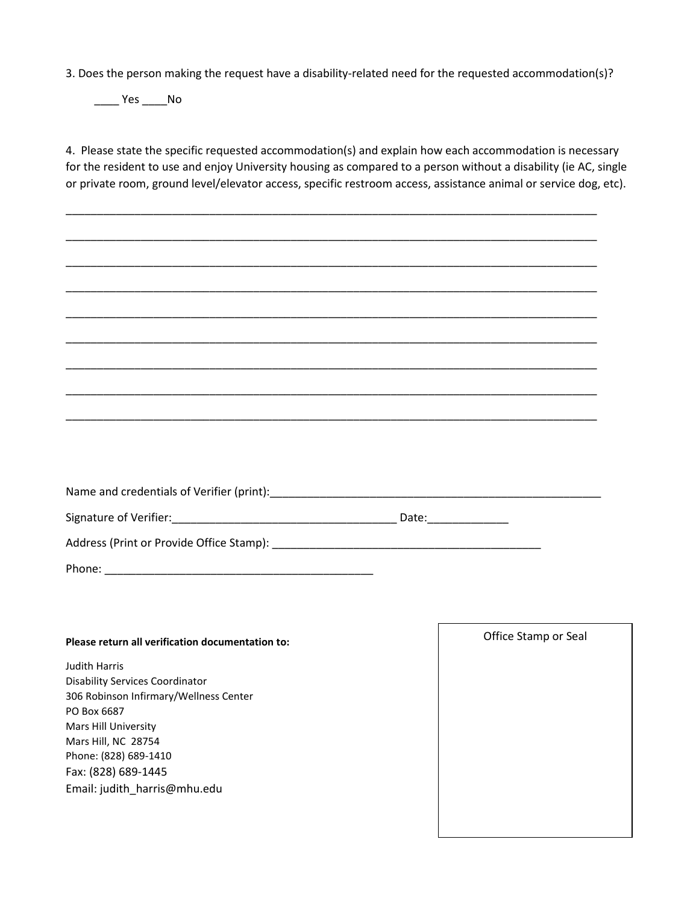3. Does the person making the request have a disability-related need for the requested accommodation(s)?

____ Yes ____No

4. Please state the specific requested accommodation(s) and explain how each accommodation is necessary for the resident to use and enjoy University housing as compared to a person without a disability (ie AC, single or private room, ground level/elevator access, specific restroom access, assistance animal or service dog, etc).

______________________________________________________________________________________

______________________________________________________________________________________

______________________________________________________________________________________

______________________________________________________________________________________

______________________________________________________________________________________

______________________________________________________________________________________

______________________________________________________________________________________

______________________________________________________________________________________

______________________________________________________________________________________

Name and credentials of Verifier (print):_____________________________________________________

Signature of Verifier:___________________________________ Date:_____________

Address (Print or Provide Office Stamp): ___________________________________________

Phone: ___________________________________________

**Please return all verification documentation to:**

Judith Harris
Disability Services Coordinator
306 Robinson Infirmary/Wellness Center
PO Box 6687
Mars Hill University
Mars Hill, NC 28754
Phone: (828) 689-1410
Fax: (828) 689-1445
Email: judith_harris@mhu.edu

Office Stamp or Seal